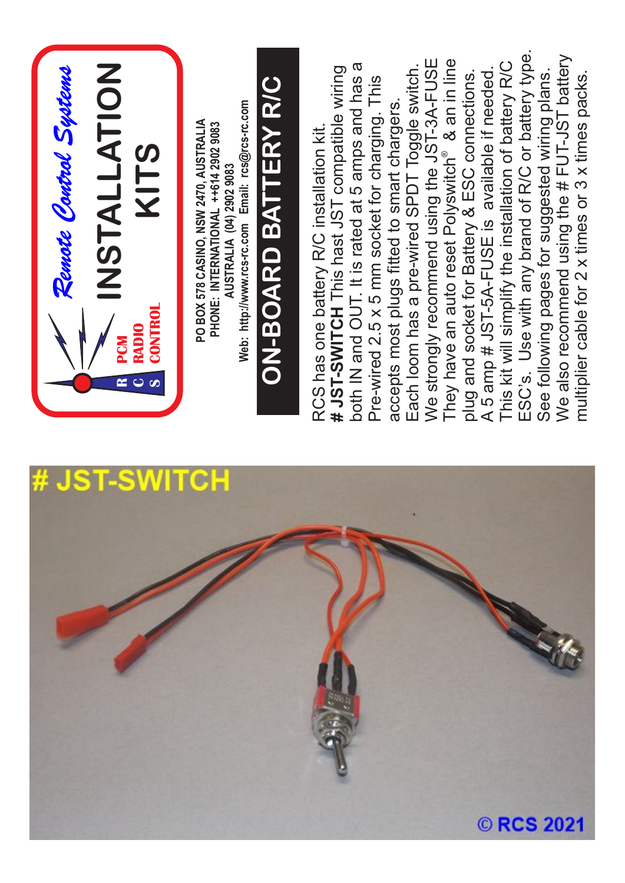# Remote Control Systems

# INSTALLATION KITS

PCM RADIO CONTROL

PO BOX 578 CASINO, NSW 2470, AUSTRALIA
PHONE: INTERNATIONAL ++614 2902 9083
AUSTRALIA (04) 2902 9083
Web: http://www.rcs-rc.com Email: rcs@rcs-rc.com

## ON-BOARD BATTERY R/C

RCS has one battery R/C installation kit.
**# JST-SWITCH** This hast JST compatible wiring both IN and OUT. It is rated at 5 amps and has a Pre-wired 2.5 x 5 mm socket for charging. This accepts most plugs fitted to smart chargers.
Each loom has a pre-wired SPDT Toggle switch.
We strongly recommend using the JST-3A-FUSE They have an auto reset Polyswitch® & an in line plug and socket for Battery & ESC connections.
A 5 amp # JST-5A-FUSE is available if needed.
This kit will simplify the installation of battery R/C ESC's. Use with any brand of R/C or battery type.
See following pages for suggested wiring plans.
We also recommend using the # FUT-JST battery multiplier cable for 2 x times or 3 x times packs.

# JST-SWITCH

© RCS 2021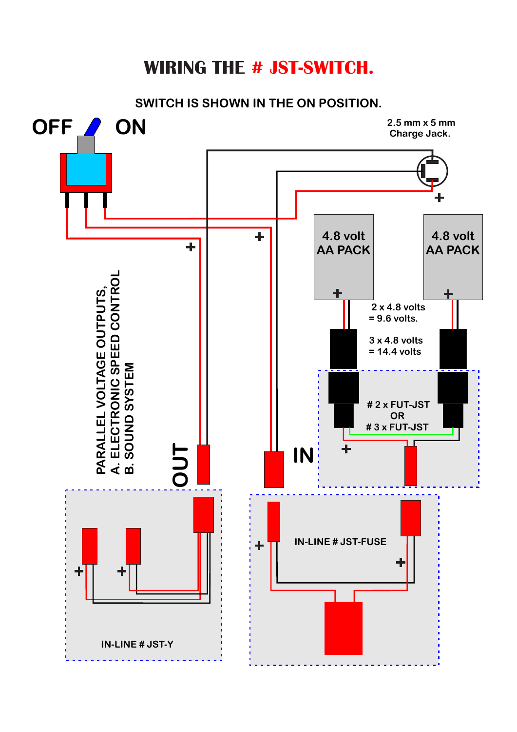# WIRING THE # JST-SWITCH.

SWITCH IS SHOWN IN THE ON POSITION.

OFF ON

2.5 mm x 5 mm
Charge Jack.

\+

\+

\+

4.8 volt
AA PACK

4.8 volt
AA PACK

\+

\+

2 x 4.8 volts
= 9.6 volts.

3 x 4.8 volts
= 14.4 volts

PARALLEL VOLTAGE OUTPUTS,
A. ELECTRONIC SPEED CONTROL
B. SOUND SYSTEM

OUT

IN

# 2 x FUT-JST
OR
# 3 x FUT-JST

\+

\+

\+

IN-LINE # JST-FUSE

\+

\+

IN-LINE # JST-Y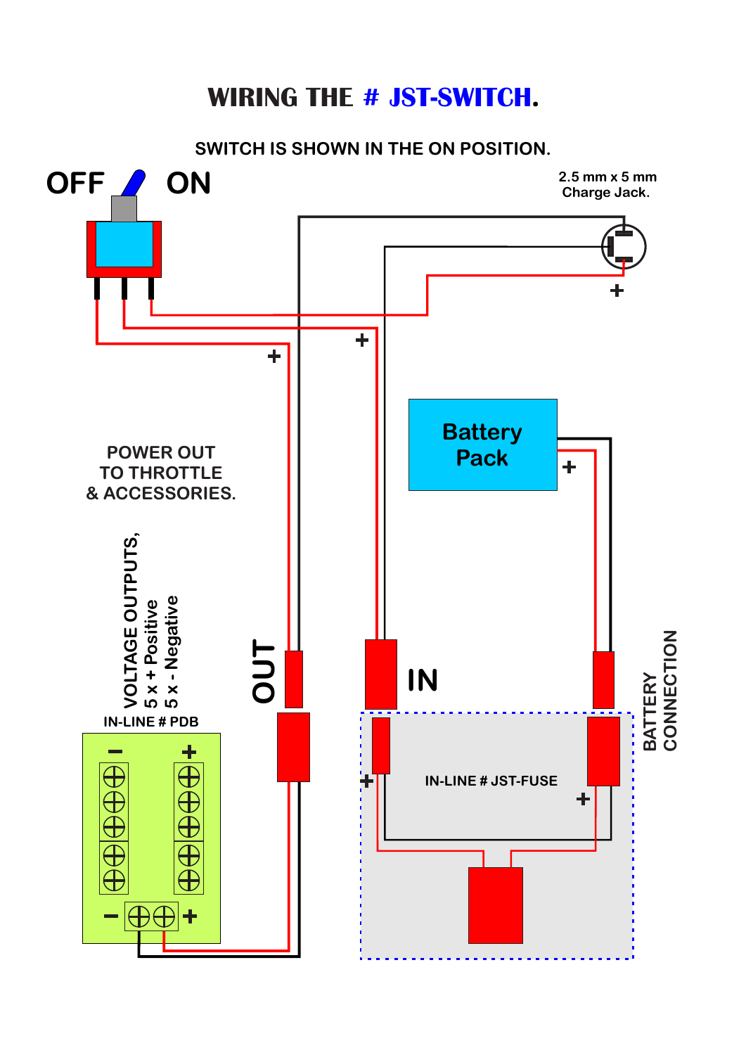# WIRING THE # JST-SWITCH.

SWITCH IS SHOWN IN THE ON POSITION.

OFF ON

2.5 mm x 5 mm
Charge Jack.

+

+

+

Battery Pack

+

POWER OUT
TO THROTTLE
& ACCESSORIES.

VOLTAGE OUTPUTS,
5 x + Positive
5 x - Negative

OUT

IN

BATTERY
CONNECTION

IN-LINE # PDB

IN-LINE # JST-FUSE

+

+

− +

− +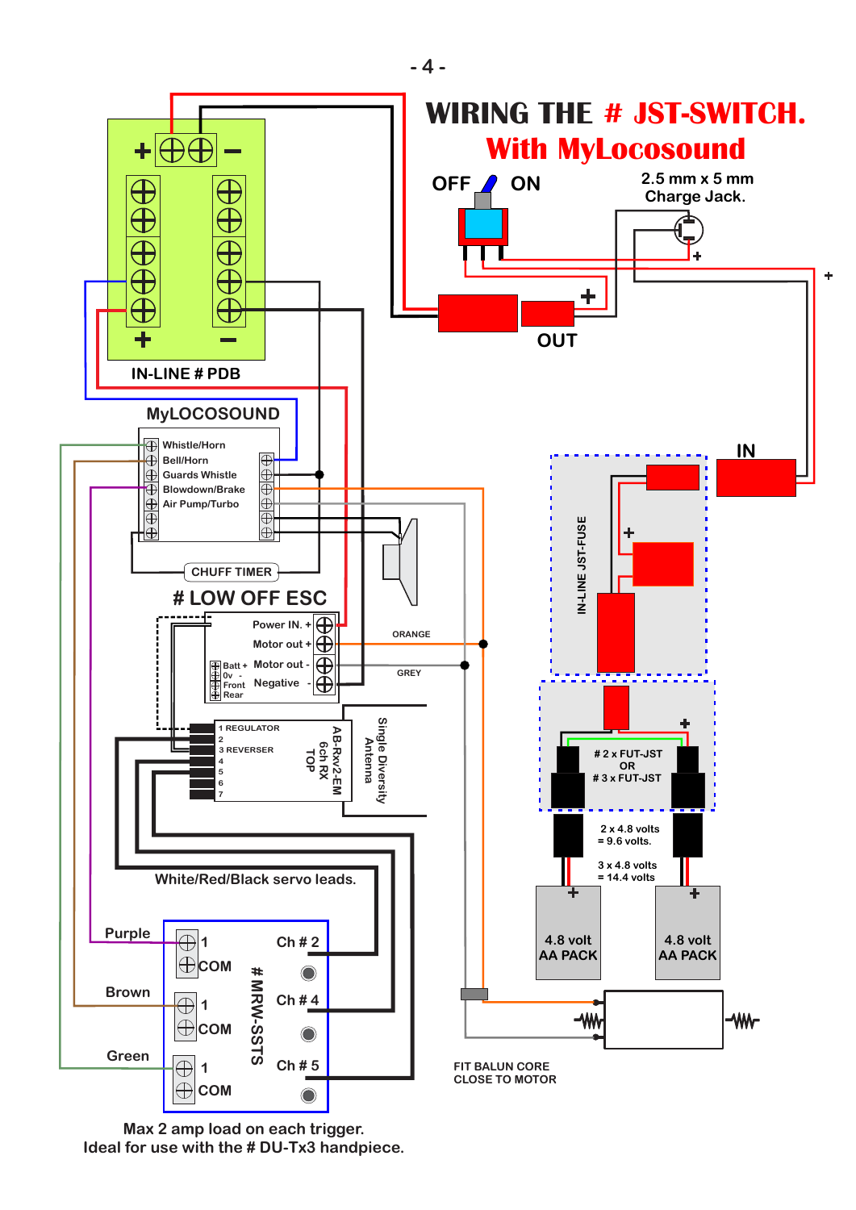# WIRING THE # JST-SWITCH.

## With MyLocosound

OFF ON

2.5 mm x 5 mm Charge Jack.

OUT

IN

IN-LINE # PDB

MyLOCOSOUND

Whistle/Horn
Bell/Horn
Guards Whistle
Blowdown/Brake
Air Pump/Turbo

CHUFF TIMER

# LOW OFF ESC

Power IN. +
Motor out +
Motor out -
Negative -
Batt +
0v -
Front
Rear

ORANGE

GREY

1 REGULATOR
2
3 REVERSER
4
5
6
7

AB-Rxv2-EM 6ch RX TOP

Single Diversity Antenna

White/Red/Black servo leads.

IN-LINE JST-FUSE

# 2 x FUT-JST OR # 3 x FUT-JST

2 x 4.8 volts = 9.6 volts.

3 x 4.8 volts = 14.4 volts

4.8 volt AA PACK

4.8 volt AA PACK

Purple

Brown

Green

1
COM
1
COM
1
COM

# MRW-SSTS

Ch # 2
Ch # 4
Ch # 5

FIT BALUN CORE CLOSE TO MOTOR

Max 2 amp load on each trigger.
Ideal for use with the # DU-Tx3 handpiece.